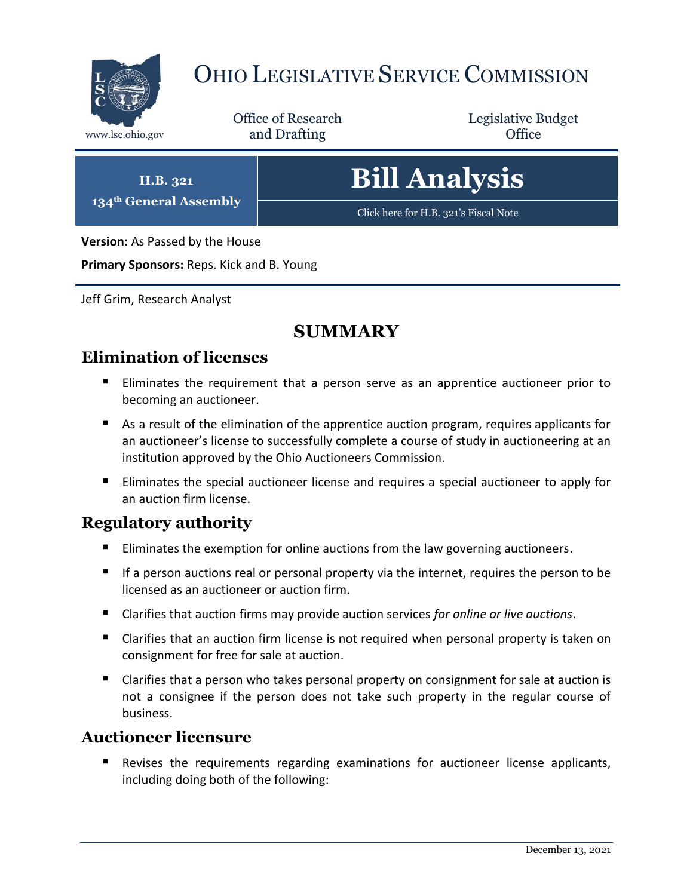# OHIO LEGISLATIVE SERVICE COMMISSION

www.lsc.ohio.gov

Office of Research and Drafting

Legislative Budget Office

**H.B. 321**
**134th General Assembly**

# Bill Analysis

Click here for H.B. 321's Fiscal Note

**Version:** As Passed by the House

**Primary Sponsors:** Reps. Kick and B. Young

Jeff Grim, Research Analyst

## SUMMARY

### Elimination of licenses

- Eliminates the requirement that a person serve as an apprentice auctioneer prior to becoming an auctioneer.
- As a result of the elimination of the apprentice auction program, requires applicants for an auctioneer's license to successfully complete a course of study in auctioneering at an institution approved by the Ohio Auctioneers Commission.
- Eliminates the special auctioneer license and requires a special auctioneer to apply for an auction firm license.

### Regulatory authority

- Eliminates the exemption for online auctions from the law governing auctioneers.
- If a person auctions real or personal property via the internet, requires the person to be licensed as an auctioneer or auction firm.
- Clarifies that auction firms may provide auction services *for online or live auctions*.
- Clarifies that an auction firm license is not required when personal property is taken on consignment for free for sale at auction.
- Clarifies that a person who takes personal property on consignment for sale at auction is not a consignee if the person does not take such property in the regular course of business.

### Auctioneer licensure

- Revises the requirements regarding examinations for auctioneer license applicants, including doing both of the following:

December 13, 2021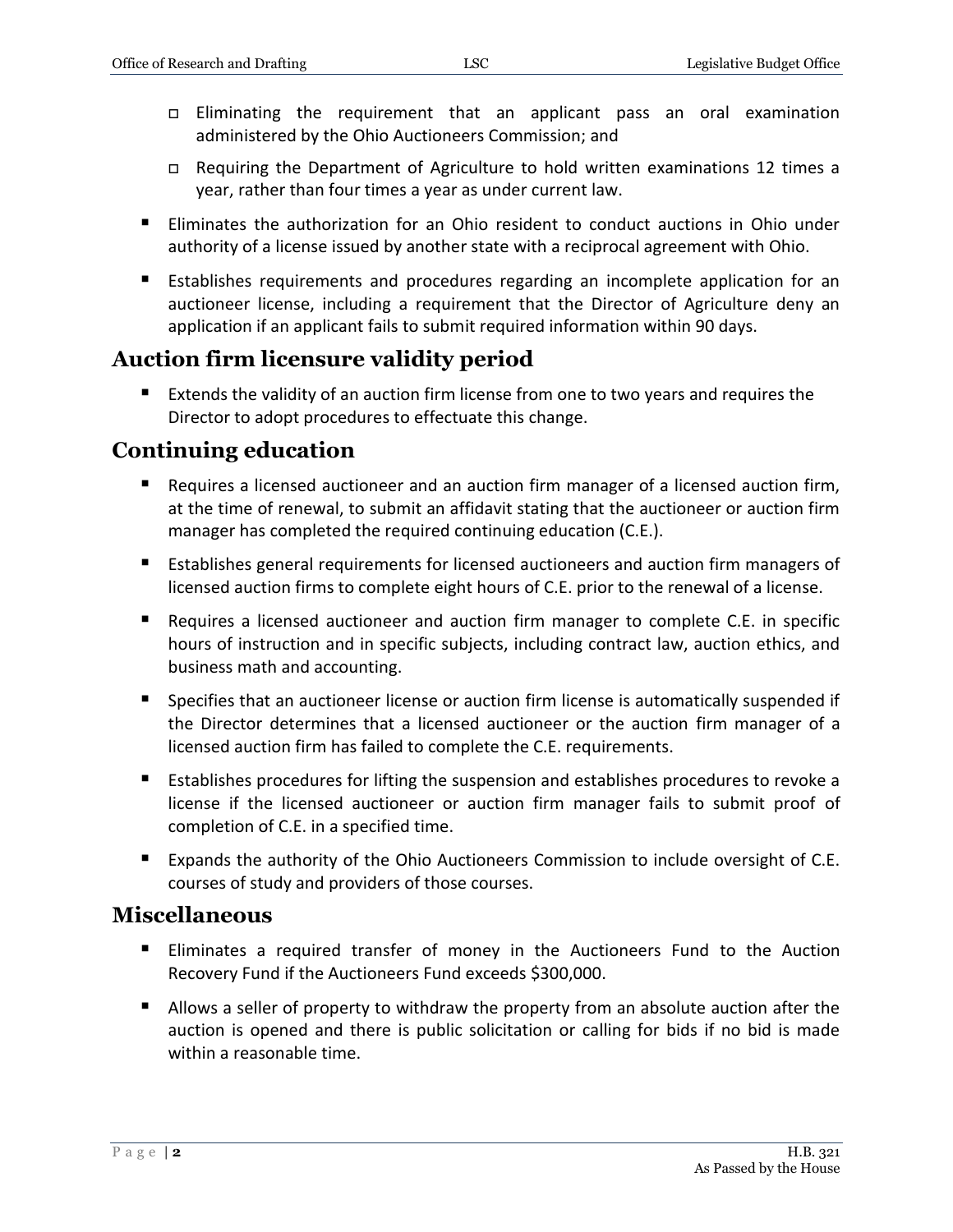- Eliminating the requirement that an applicant pass an oral examination administered by the Ohio Auctioneers Commission; and
   - Requiring the Department of Agriculture to hold written examinations 12 times a year, rather than four times a year as under current law.
- Eliminates the authorization for an Ohio resident to conduct auctions in Ohio under authority of a license issued by another state with a reciprocal agreement with Ohio.
- Establishes requirements and procedures regarding an incomplete application for an auctioneer license, including a requirement that the Director of Agriculture deny an application if an applicant fails to submit required information within 90 days.

## Auction firm licensure validity period

- Extends the validity of an auction firm license from one to two years and requires the Director to adopt procedures to effectuate this change.

## Continuing education

- Requires a licensed auctioneer and an auction firm manager of a licensed auction firm, at the time of renewal, to submit an affidavit stating that the auctioneer or auction firm manager has completed the required continuing education (C.E.).
- Establishes general requirements for licensed auctioneers and auction firm managers of licensed auction firms to complete eight hours of C.E. prior to the renewal of a license.
- Requires a licensed auctioneer and auction firm manager to complete C.E. in specific hours of instruction and in specific subjects, including contract law, auction ethics, and business math and accounting.
- Specifies that an auctioneer license or auction firm license is automatically suspended if the Director determines that a licensed auctioneer or the auction firm manager of a licensed auction firm has failed to complete the C.E. requirements.
- Establishes procedures for lifting the suspension and establishes procedures to revoke a license if the licensed auctioneer or auction firm manager fails to submit proof of completion of C.E. in a specified time.
- Expands the authority of the Ohio Auctioneers Commission to include oversight of C.E. courses of study and providers of those courses.

## Miscellaneous

- Eliminates a required transfer of money in the Auctioneers Fund to the Auction Recovery Fund if the Auctioneers Fund exceeds $300,000.
- Allows a seller of property to withdraw the property from an absolute auction after the auction is opened and there is public solicitation or calling for bids if no bid is made within a reasonable time.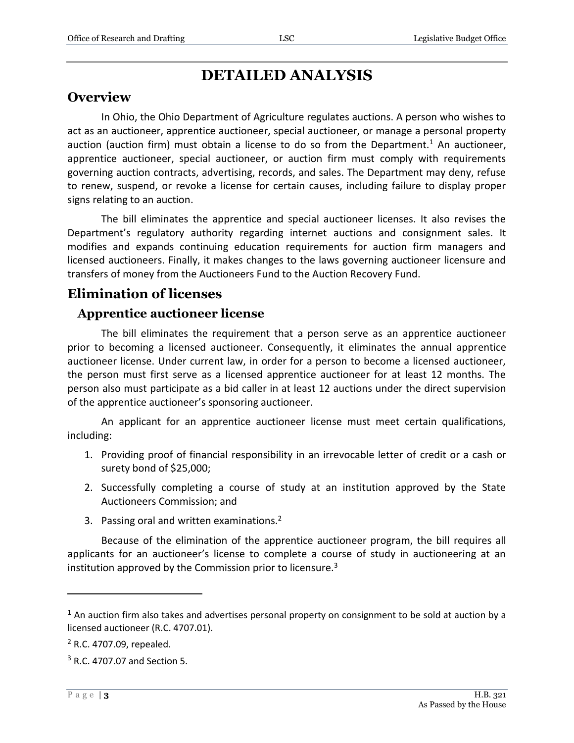# DETAILED ANALYSIS

## Overview

In Ohio, the Ohio Department of Agriculture regulates auctions. A person who wishes to act as an auctioneer, apprentice auctioneer, special auctioneer, or manage a personal property auction (auction firm) must obtain a license to do so from the Department.[1] An auctioneer, apprentice auctioneer, special auctioneer, or auction firm must comply with requirements governing auction contracts, advertising, records, and sales. The Department may deny, refuse to renew, suspend, or revoke a license for certain causes, including failure to display proper signs relating to an auction.

The bill eliminates the apprentice and special auctioneer licenses. It also revises the Department's regulatory authority regarding internet auctions and consignment sales. It modifies and expands continuing education requirements for auction firm managers and licensed auctioneers. Finally, it makes changes to the laws governing auctioneer licensure and transfers of money from the Auctioneers Fund to the Auction Recovery Fund.

## Elimination of licenses

### Apprentice auctioneer license

The bill eliminates the requirement that a person serve as an apprentice auctioneer prior to becoming a licensed auctioneer. Consequently, it eliminates the annual apprentice auctioneer license. Under current law, in order for a person to become a licensed auctioneer, the person must first serve as a licensed apprentice auctioneer for at least 12 months. The person also must participate as a bid caller in at least 12 auctions under the direct supervision of the apprentice auctioneer's sponsoring auctioneer.

An applicant for an apprentice auctioneer license must meet certain qualifications, including:

1. Providing proof of financial responsibility in an irrevocable letter of credit or a cash or surety bond of $25,000;
2. Successfully completing a course of study at an institution approved by the State Auctioneers Commission; and
3. Passing oral and written examinations.[2]

Because of the elimination of the apprentice auctioneer program, the bill requires all applicants for an auctioneer's license to complete a course of study in auctioneering at an institution approved by the Commission prior to licensure.[3]

---

[1] An auction firm also takes and advertises personal property on consignment to be sold at auction by a licensed auctioneer (R.C. 4707.01).

[2] R.C. 4707.09, repealed.

[3] R.C. 4707.07 and Section 5.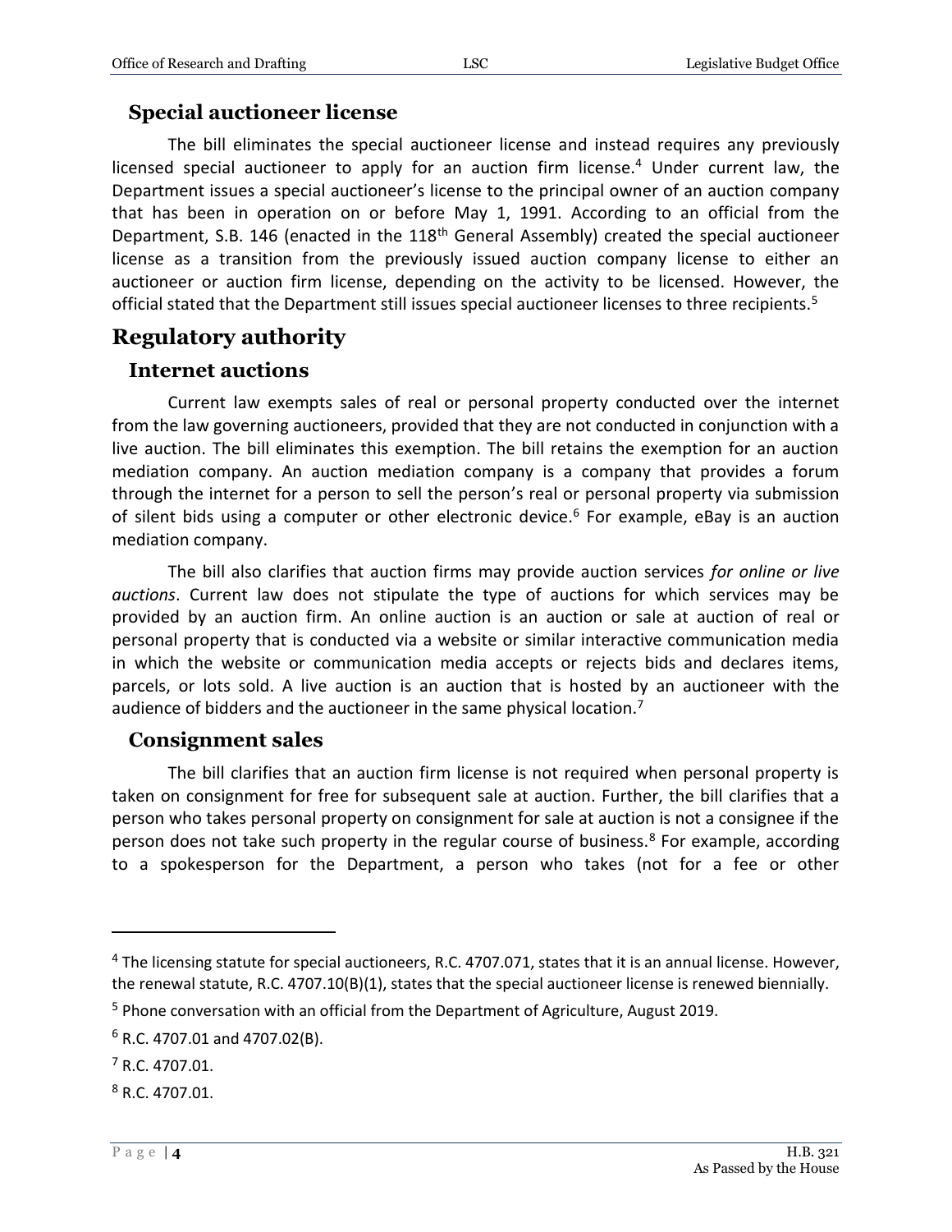### Special auctioneer license

The bill eliminates the special auctioneer license and instead requires any previously licensed special auctioneer to apply for an auction firm license.[4] Under current law, the Department issues a special auctioneer's license to the principal owner of an auction company that has been in operation on or before May 1, 1991. According to an official from the Department, S.B. 146 (enacted in the 118th General Assembly) created the special auctioneer license as a transition from the previously issued auction company license to either an auctioneer or auction firm license, depending on the activity to be licensed. However, the official stated that the Department still issues special auctioneer licenses to three recipients.[5]

## Regulatory authority

### Internet auctions

Current law exempts sales of real or personal property conducted over the internet from the law governing auctioneers, provided that they are not conducted in conjunction with a live auction. The bill eliminates this exemption. The bill retains the exemption for an auction mediation company. An auction mediation company is a company that provides a forum through the internet for a person to sell the person's real or personal property via submission of silent bids using a computer or other electronic device.[6] For example, eBay is an auction mediation company.

The bill also clarifies that auction firms may provide auction services *for online or live auctions*. Current law does not stipulate the type of auctions for which services may be provided by an auction firm. An online auction is an auction or sale at auction of real or personal property that is conducted via a website or similar interactive communication media in which the website or communication media accepts or rejects bids and declares items, parcels, or lots sold. A live auction is an auction that is hosted by an auctioneer with the audience of bidders and the auctioneer in the same physical location.[7]

### Consignment sales

The bill clarifies that an auction firm license is not required when personal property is taken on consignment for free for subsequent sale at auction. Further, the bill clarifies that a person who takes personal property on consignment for sale at auction is not a consignee if the person does not take such property in the regular course of business.[8] For example, according to a spokesperson for the Department, a person who takes (not for a fee or other

---

[4] The licensing statute for special auctioneers, R.C. 4707.071, states that it is an annual license. However, the renewal statute, R.C. 4707.10(B)(1), states that the special auctioneer license is renewed biennially.

[5] Phone conversation with an official from the Department of Agriculture, August 2019.

[6] R.C. 4707.01 and 4707.02(B).

[7] R.C. 4707.01.

[8] R.C. 4707.01.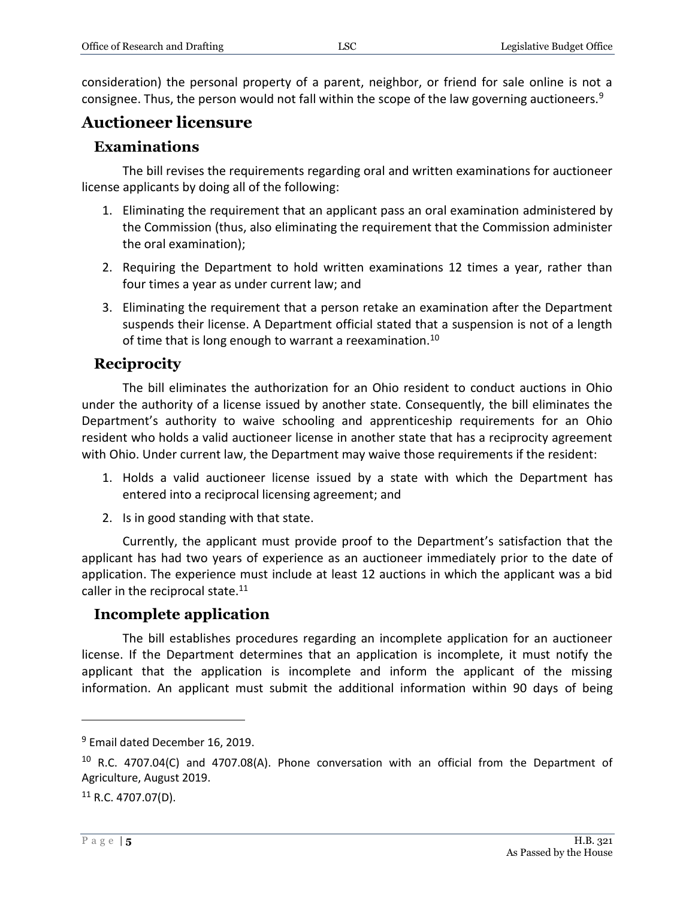consideration) the personal property of a parent, neighbor, or friend for sale online is not a consignee. Thus, the person would not fall within the scope of the law governing auctioneers.[9]

## Auctioneer licensure

### Examinations

The bill revises the requirements regarding oral and written examinations for auctioneer license applicants by doing all of the following:

1. Eliminating the requirement that an applicant pass an oral examination administered by the Commission (thus, also eliminating the requirement that the Commission administer the oral examination);
2. Requiring the Department to hold written examinations 12 times a year, rather than four times a year as under current law; and
3. Eliminating the requirement that a person retake an examination after the Department suspends their license. A Department official stated that a suspension is not of a length of time that is long enough to warrant a reexamination.[10]

### Reciprocity

The bill eliminates the authorization for an Ohio resident to conduct auctions in Ohio under the authority of a license issued by another state. Consequently, the bill eliminates the Department's authority to waive schooling and apprenticeship requirements for an Ohio resident who holds a valid auctioneer license in another state that has a reciprocity agreement with Ohio. Under current law, the Department may waive those requirements if the resident:

1. Holds a valid auctioneer license issued by a state with which the Department has entered into a reciprocal licensing agreement; and
2. Is in good standing with that state.

Currently, the applicant must provide proof to the Department's satisfaction that the applicant has had two years of experience as an auctioneer immediately prior to the date of application. The experience must include at least 12 auctions in which the applicant was a bid caller in the reciprocal state.[11]

### Incomplete application

The bill establishes procedures regarding an incomplete application for an auctioneer license. If the Department determines that an application is incomplete, it must notify the applicant that the application is incomplete and inform the applicant of the missing information. An applicant must submit the additional information within 90 days of being

---

[9] Email dated December 16, 2019.

[10] R.C. 4707.04(C) and 4707.08(A). Phone conversation with an official from the Department of Agriculture, August 2019.

[11] R.C. 4707.07(D).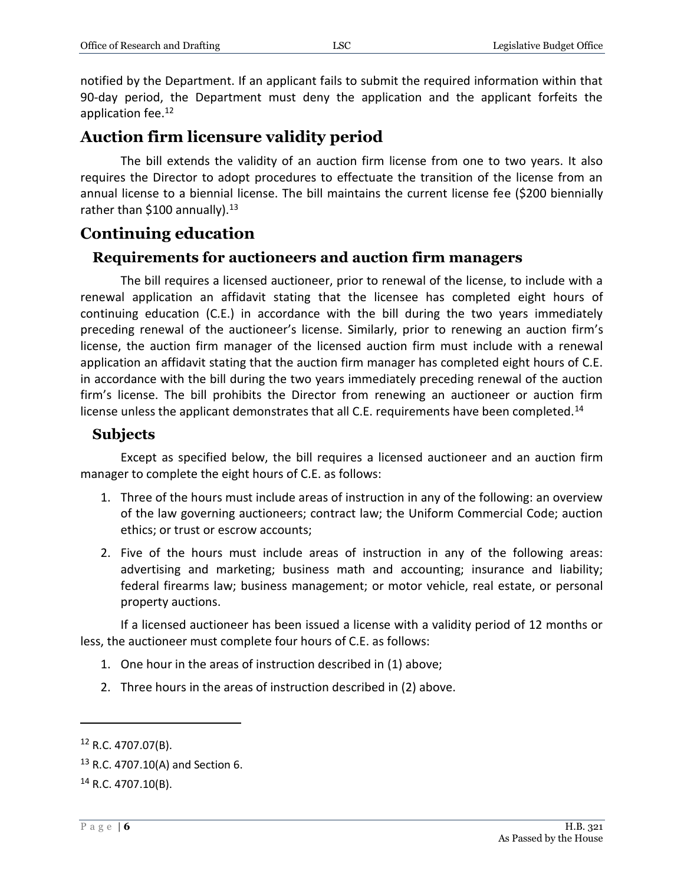notified by the Department. If an applicant fails to submit the required information within that 90-day period, the Department must deny the application and the applicant forfeits the application fee.[12]

## Auction firm licensure validity period

The bill extends the validity of an auction firm license from one to two years. It also requires the Director to adopt procedures to effectuate the transition of the license from an annual license to a biennial license. The bill maintains the current license fee ($200 biennially rather than $100 annually).[13]

## Continuing education

### Requirements for auctioneers and auction firm managers

The bill requires a licensed auctioneer, prior to renewal of the license, to include with a renewal application an affidavit stating that the licensee has completed eight hours of continuing education (C.E.) in accordance with the bill during the two years immediately preceding renewal of the auctioneer's license. Similarly, prior to renewing an auction firm's license, the auction firm manager of the licensed auction firm must include with a renewal application an affidavit stating that the auction firm manager has completed eight hours of C.E. in accordance with the bill during the two years immediately preceding renewal of the auction firm's license. The bill prohibits the Director from renewing an auctioneer or auction firm license unless the applicant demonstrates that all C.E. requirements have been completed.[14]

### Subjects

Except as specified below, the bill requires a licensed auctioneer and an auction firm manager to complete the eight hours of C.E. as follows:

1. Three of the hours must include areas of instruction in any of the following: an overview of the law governing auctioneers; contract law; the Uniform Commercial Code; auction ethics; or trust or escrow accounts;
2. Five of the hours must include areas of instruction in any of the following areas: advertising and marketing; business math and accounting; insurance and liability; federal firearms law; business management; or motor vehicle, real estate, or personal property auctions.

If a licensed auctioneer has been issued a license with a validity period of 12 months or less, the auctioneer must complete four hours of C.E. as follows:

1. One hour in the areas of instruction described in (1) above;
2. Three hours in the areas of instruction described in (2) above.

---

[12] R.C. 4707.07(B).

[13] R.C. 4707.10(A) and Section 6.

[14] R.C. 4707.10(B).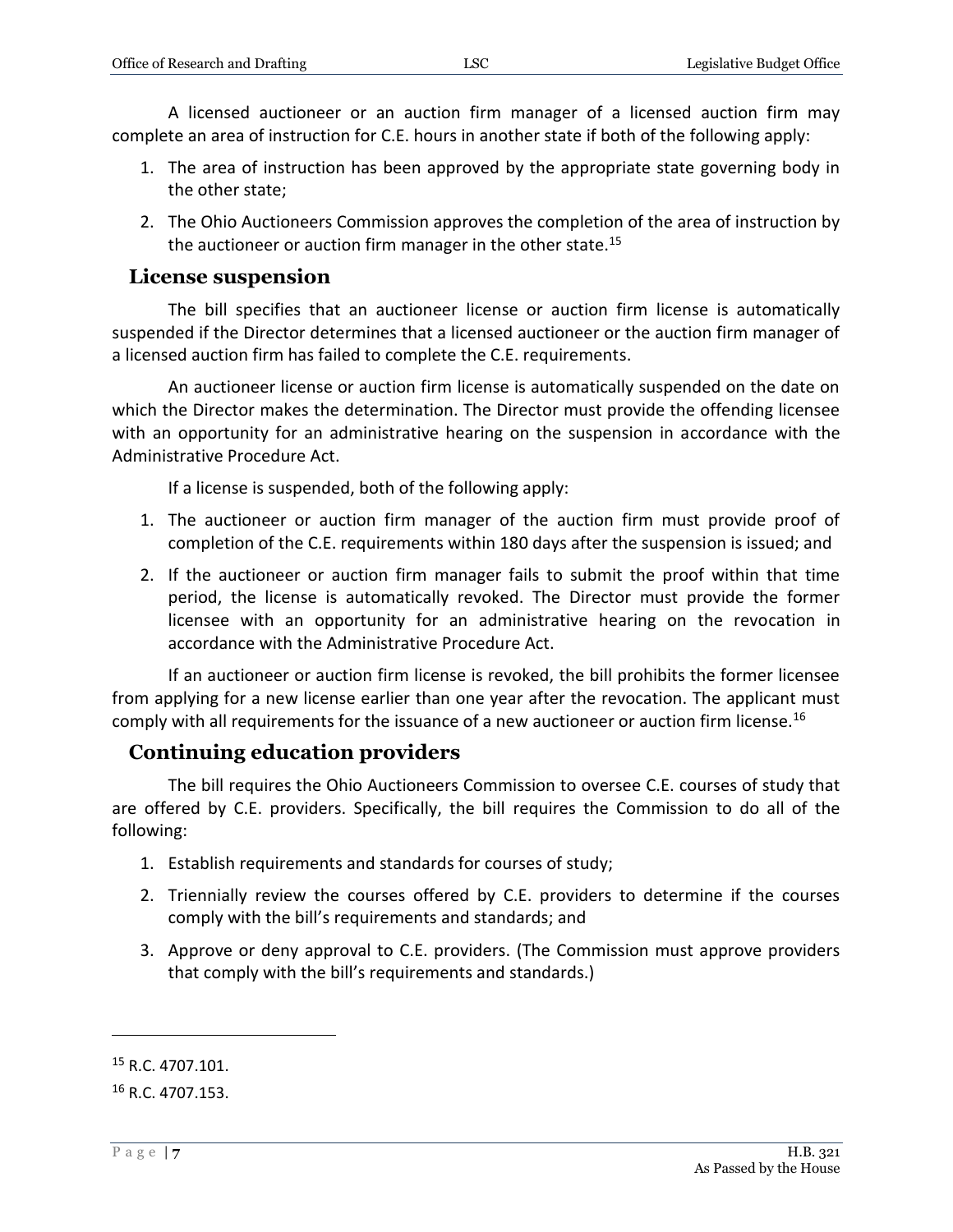A licensed auctioneer or an auction firm manager of a licensed auction firm may complete an area of instruction for C.E. hours in another state if both of the following apply:

1. The area of instruction has been approved by the appropriate state governing body in the other state;
2. The Ohio Auctioneers Commission approves the completion of the area of instruction by the auctioneer or auction firm manager in the other state.[15]

## License suspension

The bill specifies that an auctioneer license or auction firm license is automatically suspended if the Director determines that a licensed auctioneer or the auction firm manager of a licensed auction firm has failed to complete the C.E. requirements.

An auctioneer license or auction firm license is automatically suspended on the date on which the Director makes the determination. The Director must provide the offending licensee with an opportunity for an administrative hearing on the suspension in accordance with the Administrative Procedure Act.

If a license is suspended, both of the following apply:

1. The auctioneer or auction firm manager of the auction firm must provide proof of completion of the C.E. requirements within 180 days after the suspension is issued; and
2. If the auctioneer or auction firm manager fails to submit the proof within that time period, the license is automatically revoked. The Director must provide the former licensee with an opportunity for an administrative hearing on the revocation in accordance with the Administrative Procedure Act.

If an auctioneer or auction firm license is revoked, the bill prohibits the former licensee from applying for a new license earlier than one year after the revocation. The applicant must comply with all requirements for the issuance of a new auctioneer or auction firm license.[16]

## Continuing education providers

The bill requires the Ohio Auctioneers Commission to oversee C.E. courses of study that are offered by C.E. providers. Specifically, the bill requires the Commission to do all of the following:

1. Establish requirements and standards for courses of study;
2. Triennially review the courses offered by C.E. providers to determine if the courses comply with the bill's requirements and standards; and
3. Approve or deny approval to C.E. providers. (The Commission must approve providers that comply with the bill's requirements and standards.)

---

[15] R.C. 4707.101.

[16] R.C. 4707.153.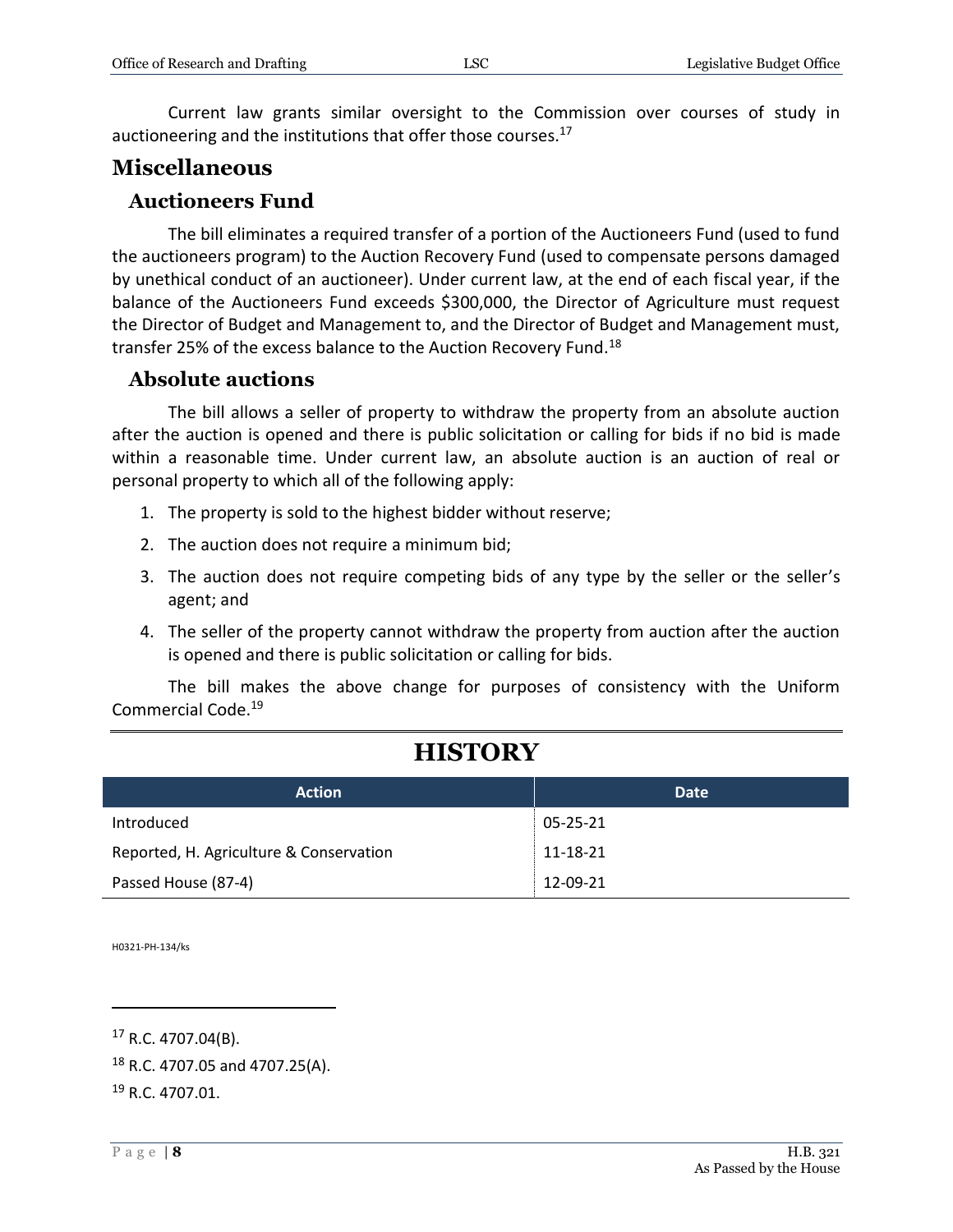Current law grants similar oversight to the Commission over courses of study in auctioneering and the institutions that offer those courses.[17]

## Miscellaneous

### Auctioneers Fund

The bill eliminates a required transfer of a portion of the Auctioneers Fund (used to fund the auctioneers program) to the Auction Recovery Fund (used to compensate persons damaged by unethical conduct of an auctioneer). Under current law, at the end of each fiscal year, if the balance of the Auctioneers Fund exceeds $300,000, the Director of Agriculture must request the Director of Budget and Management to, and the Director of Budget and Management must, transfer 25% of the excess balance to the Auction Recovery Fund.[18]

### Absolute auctions

The bill allows a seller of property to withdraw the property from an absolute auction after the auction is opened and there is public solicitation or calling for bids if no bid is made within a reasonable time. Under current law, an absolute auction is an auction of real or personal property to which all of the following apply:

1. The property is sold to the highest bidder without reserve;
2. The auction does not require a minimum bid;
3. The auction does not require competing bids of any type by the seller or the seller's agent; and
4. The seller of the property cannot withdraw the property from auction after the auction is opened and there is public solicitation or calling for bids.

The bill makes the above change for purposes of consistency with the Uniform Commercial Code.[19]

## HISTORY

| Action | Date |
|---|---|
| Introduced | 05-25-21 |
| Reported, H. Agriculture & Conservation | 11-18-21 |
| Passed House (87-4) | 12-09-21 |

H0321-PH-134/ks

[17] R.C. 4707.04(B).

[18] R.C. 4707.05 and 4707.25(A).

[19] R.C. 4707.01.